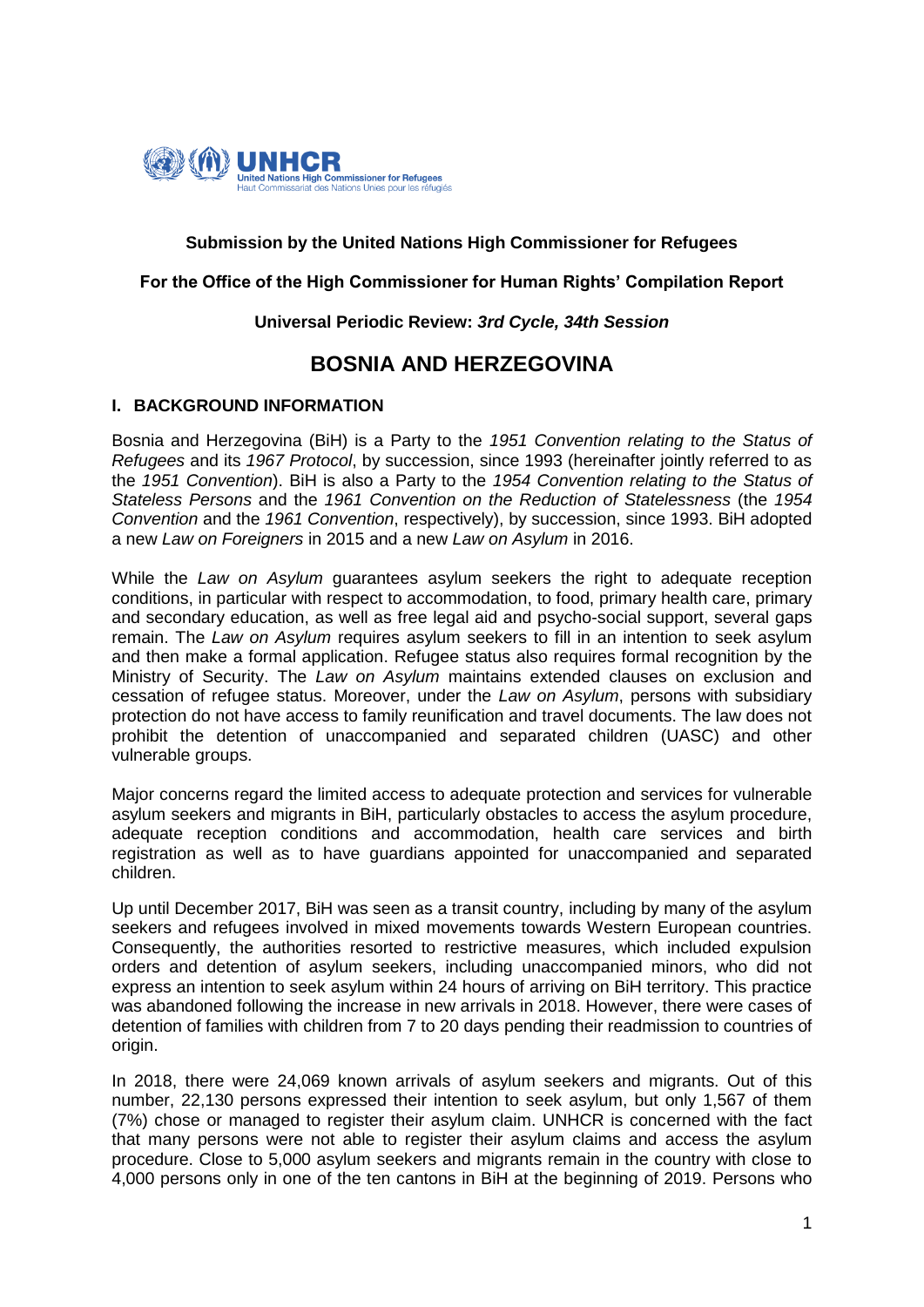**Submission by the United Nations High Commissioner for Refugees**

**For the Office of the High Commissioner for Human Rights' Compilation Report**

**Universal Periodic Review: *3rd Cycle, 34th Session***

# BOSNIA AND HERZEGOVINA

## I. BACKGROUND INFORMATION

Bosnia and Herzegovina (BiH) is a Party to the *1951 Convention relating to the Status of Refugees* and its *1967 Protocol*, by succession, since 1993 (hereinafter jointly referred to as the *1951 Convention*). BiH is also a Party to the *1954 Convention relating to the Status of Stateless Persons* and the *1961 Convention on the Reduction of Statelessness* (the *1954 Convention* and the *1961 Convention*, respectively), by succession, since 1993. BiH adopted a new *Law on Foreigners* in 2015 and a new *Law on Asylum* in 2016.

While the *Law on Asylum* guarantees asylum seekers the right to adequate reception conditions, in particular with respect to accommodation, to food, primary health care, primary and secondary education, as well as free legal aid and psycho-social support, several gaps remain. The *Law on Asylum* requires asylum seekers to fill in an intention to seek asylum and then make a formal application. Refugee status also requires formal recognition by the Ministry of Security. The *Law on Asylum* maintains extended clauses on exclusion and cessation of refugee status. Moreover, under the *Law on Asylum*, persons with subsidiary protection do not have access to family reunification and travel documents. The law does not prohibit the detention of unaccompanied and separated children (UASC) and other vulnerable groups.

Major concerns regard the limited access to adequate protection and services for vulnerable asylum seekers and migrants in BiH, particularly obstacles to access the asylum procedure, adequate reception conditions and accommodation, health care services and birth registration as well as to have guardians appointed for unaccompanied and separated children.

Up until December 2017, BiH was seen as a transit country, including by many of the asylum seekers and refugees involved in mixed movements towards Western European countries. Consequently, the authorities resorted to restrictive measures, which included expulsion orders and detention of asylum seekers, including unaccompanied minors, who did not express an intention to seek asylum within 24 hours of arriving on BiH territory. This practice was abandoned following the increase in new arrivals in 2018. However, there were cases of detention of families with children from 7 to 20 days pending their readmission to countries of origin.

In 2018, there were 24,069 known arrivals of asylum seekers and migrants. Out of this number, 22,130 persons expressed their intention to seek asylum, but only 1,567 of them (7%) chose or managed to register their asylum claim. UNHCR is concerned with the fact that many persons were not able to register their asylum claims and access the asylum procedure. Close to 5,000 asylum seekers and migrants remain in the country with close to 4,000 persons only in one of the ten cantons in BiH at the beginning of 2019. Persons who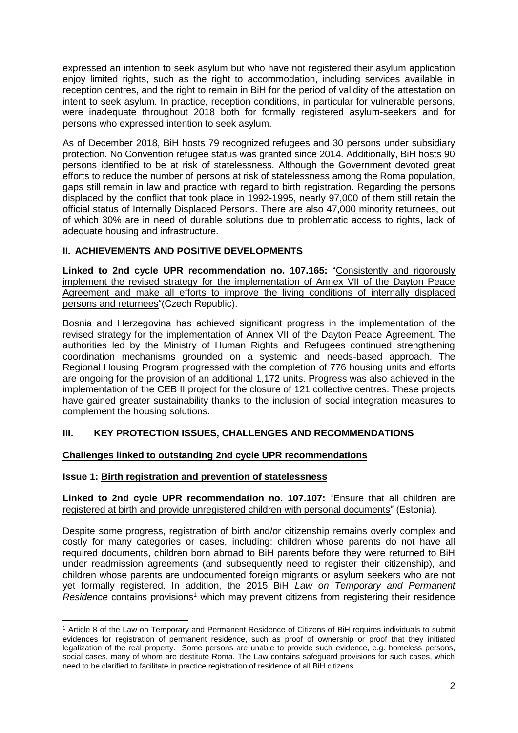expressed an intention to seek asylum but who have not registered their asylum application enjoy limited rights, such as the right to accommodation, including services available in reception centres, and the right to remain in BiH for the period of validity of the attestation on intent to seek asylum. In practice, reception conditions, in particular for vulnerable persons, were inadequate throughout 2018 both for formally registered asylum-seekers and for persons who expressed intention to seek asylum.

As of December 2018, BiH hosts 79 recognized refugees and 30 persons under subsidiary protection. No Convention refugee status was granted since 2014. Additionally, BiH hosts 90 persons identified to be at risk of statelessness. Although the Government devoted great efforts to reduce the number of persons at risk of statelessness among the Roma population, gaps still remain in law and practice with regard to birth registration. Regarding the persons displaced by the conflict that took place in 1992-1995, nearly 97,000 of them still retain the official status of Internally Displaced Persons. There are also 47,000 minority returnees, out of which 30% are in need of durable solutions due to problematic access to rights, lack of adequate housing and infrastructure.

## II. ACHIEVEMENTS AND POSITIVE DEVELOPMENTS

**Linked to 2nd cycle UPR recommendation no. 107.165:** "Consistently and rigorously implement the revised strategy for the implementation of Annex VII of the Dayton Peace Agreement and make all efforts to improve the living conditions of internally displaced persons and returnees"(Czech Republic).

Bosnia and Herzegovina has achieved significant progress in the implementation of the revised strategy for the implementation of Annex VII of the Dayton Peace Agreement. The authorities led by the Ministry of Human Rights and Refugees continued strengthening coordination mechanisms grounded on a systemic and needs-based approach. The Regional Housing Program progressed with the completion of 776 housing units and efforts are ongoing for the provision of an additional 1,172 units. Progress was also achieved in the implementation of the CEB II project for the closure of 121 collective centres. These projects have gained greater sustainability thanks to the inclusion of social integration measures to complement the housing solutions.

## III. KEY PROTECTION ISSUES, CHALLENGES AND RECOMMENDATIONS

### Challenges linked to outstanding 2nd cycle UPR recommendations

### Issue 1: Birth registration and prevention of statelessness

**Linked to 2nd cycle UPR recommendation no. 107.107:** "Ensure that all children are registered at birth and provide unregistered children with personal documents" (Estonia).

Despite some progress, registration of birth and/or citizenship remains overly complex and costly for many categories or cases, including: children whose parents do not have all required documents, children born abroad to BiH parents before they were returned to BiH under readmission agreements (and subsequently need to register their citizenship), and children whose parents are undocumented foreign migrants or asylum seekers who are not yet formally registered. In addition, the 2015 BiH *Law on Temporary and Permanent Residence* contains provisions[1] which may prevent citizens from registering their residence

---

[1] Article 8 of the Law on Temporary and Permanent Residence of Citizens of BiH requires individuals to submit evidences for registration of permanent residence, such as proof of ownership or proof that they initiated legalization of the real property. Some persons are unable to provide such evidence, e.g. homeless persons, social cases, many of whom are destitute Roma. The Law contains safeguard provisions for such cases, which need to be clarified to facilitate in practice registration of residence of all BiH citizens.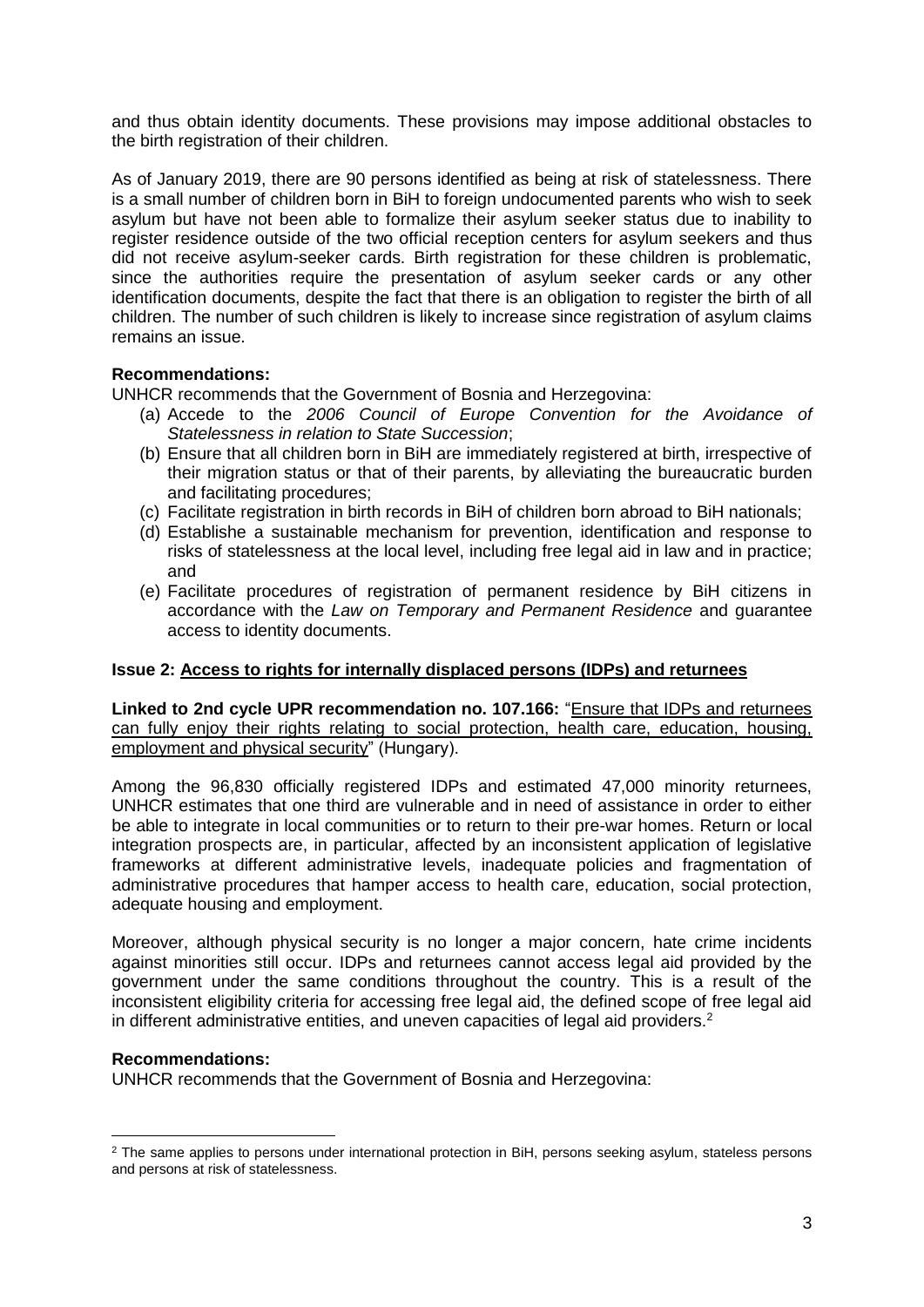and thus obtain identity documents. These provisions may impose additional obstacles to the birth registration of their children.

As of January 2019, there are 90 persons identified as being at risk of statelessness. There is a small number of children born in BiH to foreign undocumented parents who wish to seek asylum but have not been able to formalize their asylum seeker status due to inability to register residence outside of the two official reception centers for asylum seekers and thus did not receive asylum-seeker cards. Birth registration for these children is problematic, since the authorities require the presentation of asylum seeker cards or any other identification documents, despite the fact that there is an obligation to register the birth of all children. The number of such children is likely to increase since registration of asylum claims remains an issue.

**Recommendations:**

UNHCR recommends that the Government of Bosnia and Herzegovina:

(a) Accede to the *2006 Council of Europe Convention for the Avoidance of Statelessness in relation to State Succession*;
(b) Ensure that all children born in BiH are immediately registered at birth, irrespective of their migration status or that of their parents, by alleviating the bureaucratic burden and facilitating procedures;
(c) Facilitate registration in birth records in BiH of children born abroad to BiH nationals;
(d) Establishe a sustainable mechanism for prevention, identification and response to risks of statelessness at the local level, including free legal aid in law and in practice; and
(e) Facilitate procedures of registration of permanent residence by BiH citizens in accordance with the *Law on Temporary and Permanent Residence* and guarantee access to identity documents.

**Issue 2: Access to rights for internally displaced persons (IDPs) and returnees**

**Linked to 2nd cycle UPR recommendation no. 107.166:** "Ensure that IDPs and returnees can fully enjoy their rights relating to social protection, health care, education, housing, employment and physical security" (Hungary).

Among the 96,830 officially registered IDPs and estimated 47,000 minority returnees, UNHCR estimates that one third are vulnerable and in need of assistance in order to either be able to integrate in local communities or to return to their pre-war homes. Return or local integration prospects are, in particular, affected by an inconsistent application of legislative frameworks at different administrative levels, inadequate policies and fragmentation of administrative procedures that hamper access to health care, education, social protection, adequate housing and employment.

Moreover, although physical security is no longer a major concern, hate crime incidents against minorities still occur. IDPs and returnees cannot access legal aid provided by the government under the same conditions throughout the country. This is a result of the inconsistent eligibility criteria for accessing free legal aid, the defined scope of free legal aid in different administrative entities, and uneven capacities of legal aid providers.[2]

**Recommendations:**

UNHCR recommends that the Government of Bosnia and Herzegovina:

[2] The same applies to persons under international protection in BiH, persons seeking asylum, stateless persons and persons at risk of statelessness.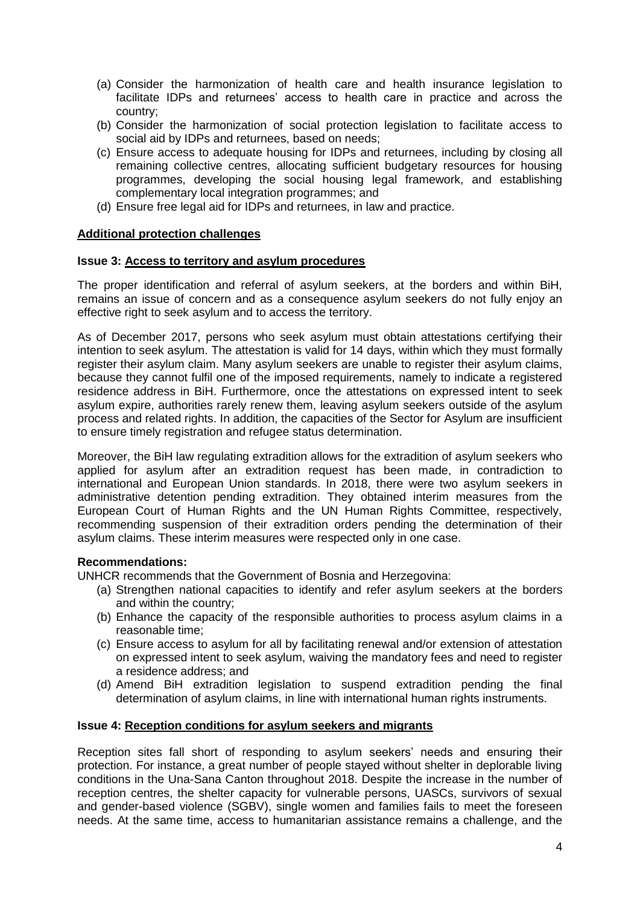(a) Consider the harmonization of health care and health insurance legislation to facilitate IDPs and returnees' access to health care in practice and across the country;
(b) Consider the harmonization of social protection legislation to facilitate access to social aid by IDPs and returnees, based on needs;
(c) Ensure access to adequate housing for IDPs and returnees, including by closing all remaining collective centres, allocating sufficient budgetary resources for housing programmes, developing the social housing legal framework, and establishing complementary local integration programmes; and
(d) Ensure free legal aid for IDPs and returnees, in law and practice.

**<u>Additional protection challenges</u>**

**Issue 3: <u>Access to territory and asylum procedures</u>**

The proper identification and referral of asylum seekers, at the borders and within BiH, remains an issue of concern and as a consequence asylum seekers do not fully enjoy an effective right to seek asylum and to access the territory.

As of December 2017, persons who seek asylum must obtain attestations certifying their intention to seek asylum. The attestation is valid for 14 days, within which they must formally register their asylum claim. Many asylum seekers are unable to register their asylum claims, because they cannot fulfil one of the imposed requirements, namely to indicate a registered residence address in BiH. Furthermore, once the attestations on expressed intent to seek asylum expire, authorities rarely renew them, leaving asylum seekers outside of the asylum process and related rights. In addition, the capacities of the Sector for Asylum are insufficient to ensure timely registration and refugee status determination.

Moreover, the BiH law regulating extradition allows for the extradition of asylum seekers who applied for asylum after an extradition request has been made, in contradiction to international and European Union standards. In 2018, there were two asylum seekers in administrative detention pending extradition. They obtained interim measures from the European Court of Human Rights and the UN Human Rights Committee, respectively, recommending suspension of their extradition orders pending the determination of their asylum claims. These interim measures were respected only in one case.

**Recommendations:**
UNHCR recommends that the Government of Bosnia and Herzegovina:

(a) Strengthen national capacities to identify and refer asylum seekers at the borders and within the country;
(b) Enhance the capacity of the responsible authorities to process asylum claims in a reasonable time;
(c) Ensure access to asylum for all by facilitating renewal and/or extension of attestation on expressed intent to seek asylum, waiving the mandatory fees and need to register a residence address; and
(d) Amend BiH extradition legislation to suspend extradition pending the final determination of asylum claims, in line with international human rights instruments.

**Issue 4: <u>Reception conditions for asylum seekers and migrants</u>**

Reception sites fall short of responding to asylum seekers' needs and ensuring their protection. For instance, a great number of people stayed without shelter in deplorable living conditions in the Una-Sana Canton throughout 2018. Despite the increase in the number of reception centres, the shelter capacity for vulnerable persons, UASCs, survivors of sexual and gender-based violence (SGBV), single women and families fails to meet the foreseen needs. At the same time, access to humanitarian assistance remains a challenge, and the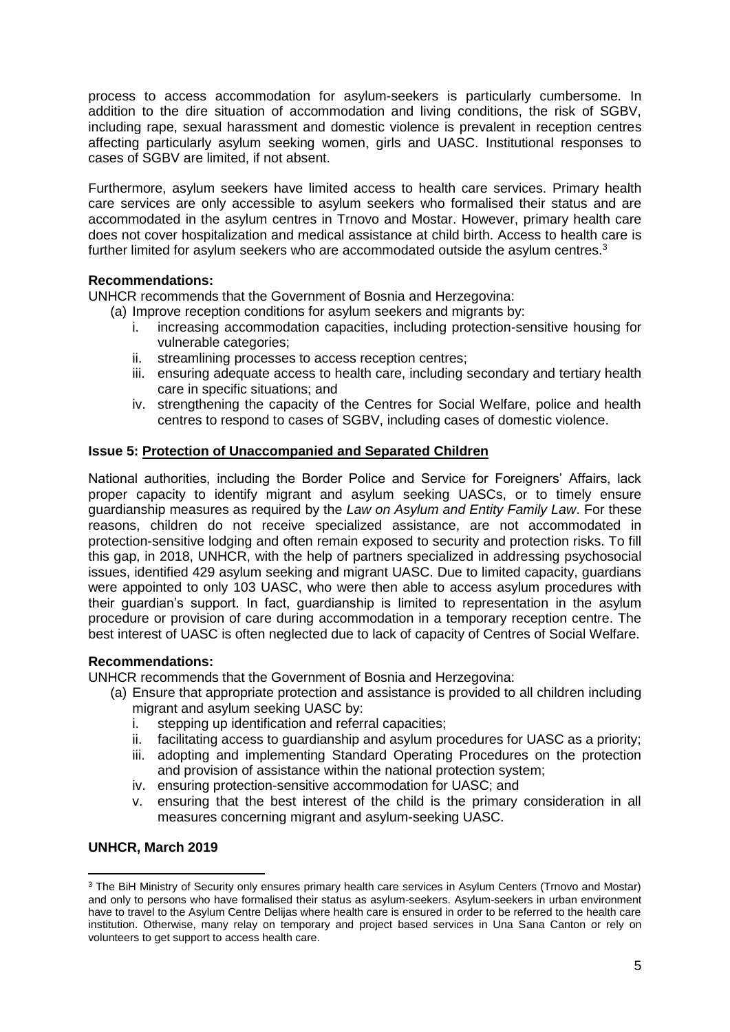process to access accommodation for asylum-seekers is particularly cumbersome. In addition to the dire situation of accommodation and living conditions, the risk of SGBV, including rape, sexual harassment and domestic violence is prevalent in reception centres affecting particularly asylum seeking women, girls and UASC. Institutional responses to cases of SGBV are limited, if not absent.

Furthermore, asylum seekers have limited access to health care services. Primary health care services are only accessible to asylum seekers who formalised their status and are accommodated in the asylum centres in Trnovo and Mostar. However, primary health care does not cover hospitalization and medical assistance at child birth. Access to health care is further limited for asylum seekers who are accommodated outside the asylum centres.[3]

**Recommendations:**

UNHCR recommends that the Government of Bosnia and Herzegovina:

(a) Improve reception conditions for asylum seekers and migrants by:
   i. increasing accommodation capacities, including protection-sensitive housing for vulnerable categories;
   ii. streamlining processes to access reception centres;
   iii. ensuring adequate access to health care, including secondary and tertiary health care in specific situations; and
   iv. strengthening the capacity of the Centres for Social Welfare, police and health centres to respond to cases of SGBV, including cases of domestic violence.

### Issue 5: Protection of Unaccompanied and Separated Children

National authorities, including the Border Police and Service for Foreigners' Affairs, lack proper capacity to identify migrant and asylum seeking UASCs, or to timely ensure guardianship measures as required by the *Law on Asylum and Entity Family Law*. For these reasons, children do not receive specialized assistance, are not accommodated in protection-sensitive lodging and often remain exposed to security and protection risks. To fill this gap, in 2018, UNHCR, with the help of partners specialized in addressing psychosocial issues, identified 429 asylum seeking and migrant UASC. Due to limited capacity, guardians were appointed to only 103 UASC, who were then able to access asylum procedures with their guardian's support. In fact, guardianship is limited to representation in the asylum procedure or provision of care during accommodation in a temporary reception centre. The best interest of UASC is often neglected due to lack of capacity of Centres of Social Welfare.

**Recommendations:**

UNHCR recommends that the Government of Bosnia and Herzegovina:

(a) Ensure that appropriate protection and assistance is provided to all children including migrant and asylum seeking UASC by:
   i. stepping up identification and referral capacities;
   ii. facilitating access to guardianship and asylum procedures for UASC as a priority;
   iii. adopting and implementing Standard Operating Procedures on the protection and provision of assistance within the national protection system;
   iv. ensuring protection-sensitive accommodation for UASC; and
   v. ensuring that the best interest of the child is the primary consideration in all measures concerning migrant and asylum-seeking UASC.

**UNHCR, March 2019**

---

[3] The BiH Ministry of Security only ensures primary health care services in Asylum Centers (Trnovo and Mostar) and only to persons who have formalised their status as asylum-seekers. Asylum-seekers in urban environment have to travel to the Asylum Centre Delijas where health care is ensured in order to be referred to the health care institution. Otherwise, many relay on temporary and project based services in Una Sana Canton or rely on volunteers to get support to access health care.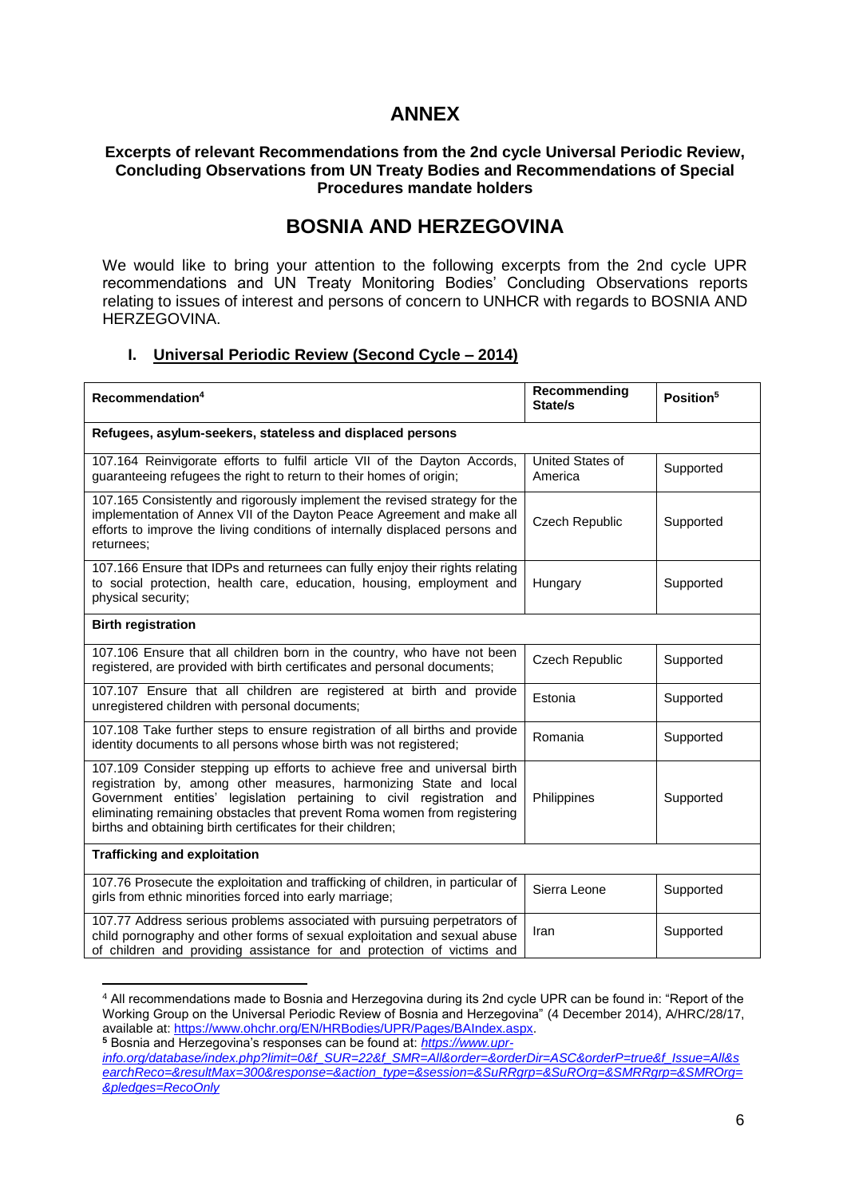# ANNEX

**Excerpts of relevant Recommendations from the 2nd cycle Universal Periodic Review, Concluding Observations from UN Treaty Bodies and Recommendations of Special Procedures mandate holders**

# BOSNIA AND HERZEGOVINA

We would like to bring your attention to the following excerpts from the 2nd cycle UPR recommendations and UN Treaty Monitoring Bodies' Concluding Observations reports relating to issues of interest and persons of concern to UNHCR with regards to BOSNIA AND HERZEGOVINA.

## I. Universal Periodic Review (Second Cycle – 2014)

| Recommendation[4] | Recommending State/s | Position[5] |
|---|---|---|
| **Refugees, asylum-seekers, stateless and displaced persons** | | |
| 107.164 Reinvigorate efforts to fulfil article VII of the Dayton Accords, guaranteeing refugees the right to return to their homes of origin; | United States of America | Supported |
| 107.165 Consistently and rigorously implement the revised strategy for the implementation of Annex VII of the Dayton Peace Agreement and make all efforts to improve the living conditions of internally displaced persons and returnees; | Czech Republic | Supported |
| 107.166 Ensure that IDPs and returnees can fully enjoy their rights relating to social protection, health care, education, housing, employment and physical security; | Hungary | Supported |
| **Birth registration** | | |
| 107.106 Ensure that all children born in the country, who have not been registered, are provided with birth certificates and personal documents; | Czech Republic | Supported |
| 107.107 Ensure that all children are registered at birth and provide unregistered children with personal documents; | Estonia | Supported |
| 107.108 Take further steps to ensure registration of all births and provide identity documents to all persons whose birth was not registered; | Romania | Supported |
| 107.109 Consider stepping up efforts to achieve free and universal birth registration by, among other measures, harmonizing State and local Government entities' legislation pertaining to civil registration and eliminating remaining obstacles that prevent Roma women from registering births and obtaining birth certificates for their children; | Philippines | Supported |
| **Trafficking and exploitation** | | |
| 107.76 Prosecute the exploitation and trafficking of children, in particular of girls from ethnic minorities forced into early marriage; | Sierra Leone | Supported |
| 107.77 Address serious problems associated with pursuing perpetrators of child pornography and other forms of sexual exploitation and sexual abuse of children and providing assistance for and protection of victims and | Iran | Supported |

[4] All recommendations made to Bosnia and Herzegovina during its 2nd cycle UPR can be found in: "Report of the Working Group on the Universal Periodic Review of Bosnia and Herzegovina" (4 December 2014), A/HRC/28/17, available at: https://www.ohchr.org/EN/HRBodies/UPR/Pages/BAIndex.aspx.

[5] Bosnia and Herzegovina's responses can be found at: *https://www.upr-info.org/database/index.php?limit=0&f_SUR=22&f_SMR=All&order=&orderDir=ASC&orderP=true&f_Issue=All&searchReco=&resultMax=300&response=&action_type=&session=&SuRRgrp=&SuROrg=&SMRRgrp=&SMROrg=&pledges=RecoOnly*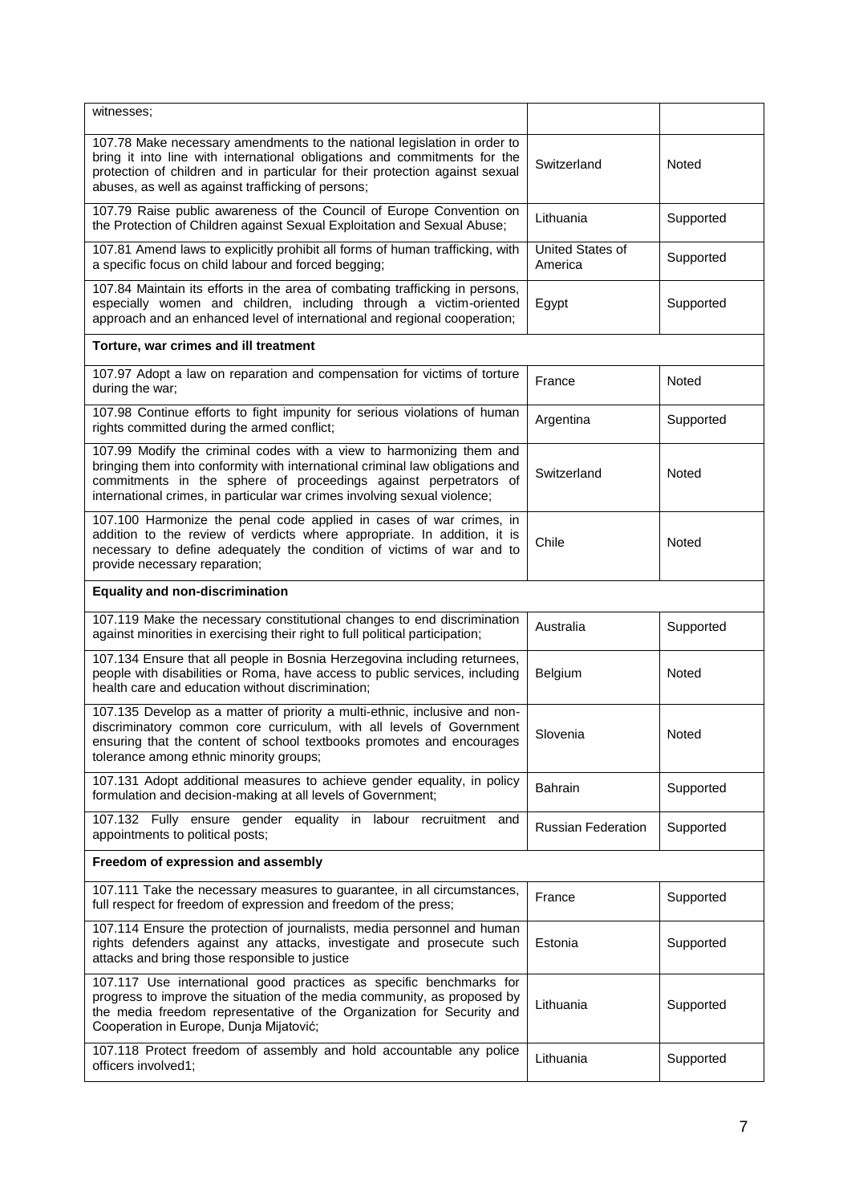| | | |
|---|---|---|
| witnesses; | | |
| 107.78 Make necessary amendments to the national legislation in order to bring it into line with international obligations and commitments for the protection of children and in particular for their protection against sexual abuses, as well as against trafficking of persons; | Switzerland | Noted |
| 107.79 Raise public awareness of the Council of Europe Convention on the Protection of Children against Sexual Exploitation and Sexual Abuse; | Lithuania | Supported |
| 107.81 Amend laws to explicitly prohibit all forms of human trafficking, with a specific focus on child labour and forced begging; | United States of America | Supported |
| 107.84 Maintain its efforts in the area of combating trafficking in persons, especially women and children, including through a victim-oriented approach and an enhanced level of international and regional cooperation; | Egypt | Supported |
| **Torture, war crimes and ill treatment** | | |
| 107.97 Adopt a law on reparation and compensation for victims of torture during the war; | France | Noted |
| 107.98 Continue efforts to fight impunity for serious violations of human rights committed during the armed conflict; | Argentina | Supported |
| 107.99 Modify the criminal codes with a view to harmonizing them and bringing them into conformity with international criminal law obligations and commitments in the sphere of proceedings against perpetrators of international crimes, in particular war crimes involving sexual violence; | Switzerland | Noted |
| 107.100 Harmonize the penal code applied in cases of war crimes, in addition to the review of verdicts where appropriate. In addition, it is necessary to define adequately the condition of victims of war and to provide necessary reparation; | Chile | Noted |
| **Equality and non-discrimination** | | |
| 107.119 Make the necessary constitutional changes to end discrimination against minorities in exercising their right to full political participation; | Australia | Supported |
| 107.134 Ensure that all people in Bosnia Herzegovina including returnees, people with disabilities or Roma, have access to public services, including health care and education without discrimination; | Belgium | Noted |
| 107.135 Develop as a matter of priority a multi-ethnic, inclusive and non-discriminatory common core curriculum, with all levels of Government ensuring that the content of school textbooks promotes and encourages tolerance among ethnic minority groups; | Slovenia | Noted |
| 107.131 Adopt additional measures to achieve gender equality, in policy formulation and decision-making at all levels of Government; | Bahrain | Supported |
| 107.132 Fully ensure gender equality in labour recruitment and appointments to political posts; | Russian Federation | Supported |
| **Freedom of expression and assembly** | | |
| 107.111 Take the necessary measures to guarantee, in all circumstances, full respect for freedom of expression and freedom of the press; | France | Supported |
| 107.114 Ensure the protection of journalists, media personnel and human rights defenders against any attacks, investigate and prosecute such attacks and bring those responsible to justice | Estonia | Supported |
| 107.117 Use international good practices as specific benchmarks for progress to improve the situation of the media community, as proposed by the media freedom representative of the Organization for Security and Cooperation in Europe, Dunja Mijatović; | Lithuania | Supported |
| 107.118 Protect freedom of assembly and hold accountable any police officers involved1; | Lithuania | Supported |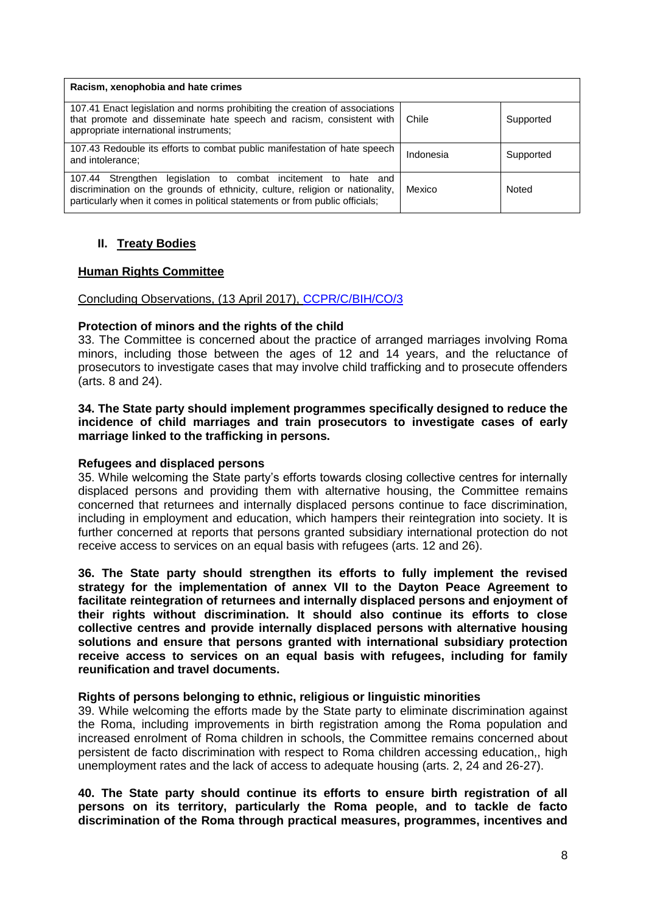| Racism, xenophobia and hate crimes | | |
|---|---|---|
| 107.41 Enact legislation and norms prohibiting the creation of associations that promote and disseminate hate speech and racism, consistent with appropriate international instruments; | Chile | Supported |
| 107.43 Redouble its efforts to combat public manifestation of hate speech and intolerance; | Indonesia | Supported |
| 107.44 Strengthen legislation to combat incitement to hate and discrimination on the grounds of ethnicity, culture, religion or nationality, particularly when it comes in political statements or from public officials; | Mexico | Noted |

## II. Treaty Bodies

### Human Rights Committee

Concluding Observations, (13 April 2017), CCPR/C/BIH/CO/3

**Protection of minors and the rights of the child**

33. The Committee is concerned about the practice of arranged marriages involving Roma minors, including those between the ages of 12 and 14 years, and the reluctance of prosecutors to investigate cases that may involve child trafficking and to prosecute offenders (arts. 8 and 24).

**34. The State party should implement programmes specifically designed to reduce the incidence of child marriages and train prosecutors to investigate cases of early marriage linked to the trafficking in persons.**

**Refugees and displaced persons**

35. While welcoming the State party's efforts towards closing collective centres for internally displaced persons and providing them with alternative housing, the Committee remains concerned that returnees and internally displaced persons continue to face discrimination, including in employment and education, which hampers their reintegration into society. It is further concerned at reports that persons granted subsidiary international protection do not receive access to services on an equal basis with refugees (arts. 12 and 26).

**36. The State party should strengthen its efforts to fully implement the revised strategy for the implementation of annex VII to the Dayton Peace Agreement to facilitate reintegration of returnees and internally displaced persons and enjoyment of their rights without discrimination. It should also continue its efforts to close collective centres and provide internally displaced persons with alternative housing solutions and ensure that persons granted with international subsidiary protection receive access to services on an equal basis with refugees, including for family reunification and travel documents.**

**Rights of persons belonging to ethnic, religious or linguistic minorities**

39. While welcoming the efforts made by the State party to eliminate discrimination against the Roma, including improvements in birth registration among the Roma population and increased enrolment of Roma children in schools, the Committee remains concerned about persistent de facto discrimination with respect to Roma children accessing education,, high unemployment rates and the lack of access to adequate housing (arts. 2, 24 and 26-27).

**40. The State party should continue its efforts to ensure birth registration of all persons on its territory, particularly the Roma people, and to tackle de facto discrimination of the Roma through practical measures, programmes, incentives and**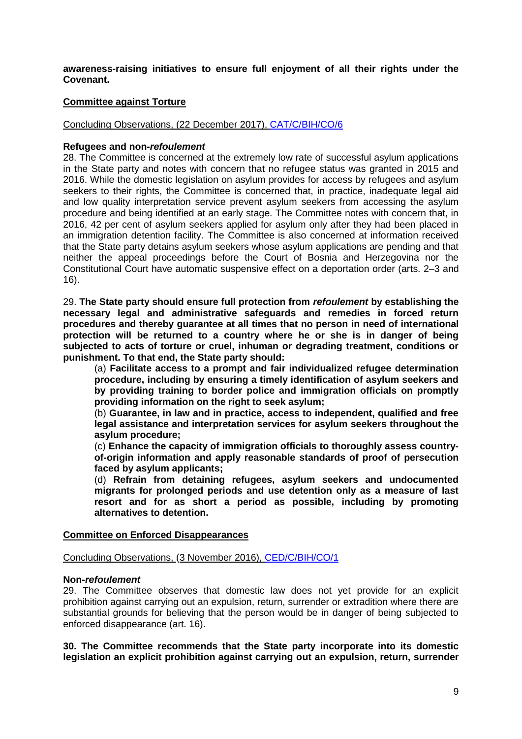**awareness-raising initiatives to ensure full enjoyment of all their rights under the Covenant.**

## Committee against Torture

Concluding Observations, (22 December 2017), [CAT/C/BIH/CO/6]

**Refugees and non-*refoulement***

28. The Committee is concerned at the extremely low rate of successful asylum applications in the State party and notes with concern that no refugee status was granted in 2015 and 2016. While the domestic legislation on asylum provides for access by refugees and asylum seekers to their rights, the Committee is concerned that, in practice, inadequate legal aid and low quality interpretation service prevent asylum seekers from accessing the asylum procedure and being identified at an early stage. The Committee notes with concern that, in 2016, 42 per cent of asylum seekers applied for asylum only after they had been placed in an immigration detention facility. The Committee is also concerned at information received that the State party detains asylum seekers whose asylum applications are pending and that neither the appeal proceedings before the Court of Bosnia and Herzegovina nor the Constitutional Court have automatic suspensive effect on a deportation order (arts. 2–3 and 16).

29. **The State party should ensure full protection from *refoulement* by establishing the necessary legal and administrative safeguards and remedies in forced return procedures and thereby guarantee at all times that no person in need of international protection will be returned to a country where he or she is in danger of being subjected to acts of torture or cruel, inhuman or degrading treatment, conditions or punishment. To that end, the State party should:**

(a) **Facilitate access to a prompt and fair individualized refugee determination procedure, including by ensuring a timely identification of asylum seekers and by providing training to border police and immigration officials on promptly providing information on the right to seek asylum;**

(b) **Guarantee, in law and in practice, access to independent, qualified and free legal assistance and interpretation services for asylum seekers throughout the asylum procedure;**

(c) **Enhance the capacity of immigration officials to thoroughly assess country-of-origin information and apply reasonable standards of proof of persecution faced by asylum applicants;**

(d) **Refrain from detaining refugees, asylum seekers and undocumented migrants for prolonged periods and use detention only as a measure of last resort and for as short a period as possible, including by promoting alternatives to detention.**

## Committee on Enforced Disappearances

Concluding Observations, (3 November 2016), [CED/C/BIH/CO/1]

**Non-*refoulement***

29. The Committee observes that domestic law does not yet provide for an explicit prohibition against carrying out an expulsion, return, surrender or extradition where there are substantial grounds for believing that the person would be in danger of being subjected to enforced disappearance (art. 16).

**30. The Committee recommends that the State party incorporate into its domestic legislation an explicit prohibition against carrying out an expulsion, return, surrender**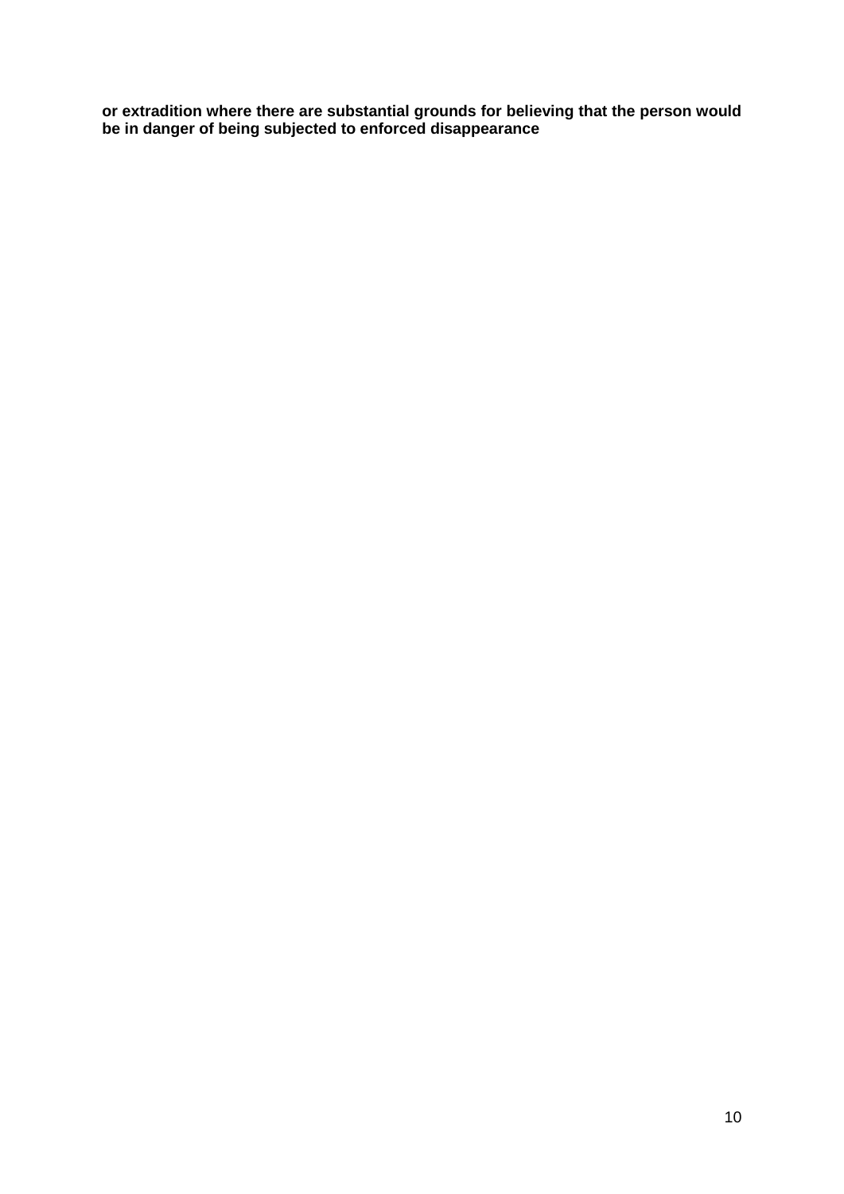**or extradition where there are substantial grounds for believing that the person would be in danger of being subjected to enforced disappearance**